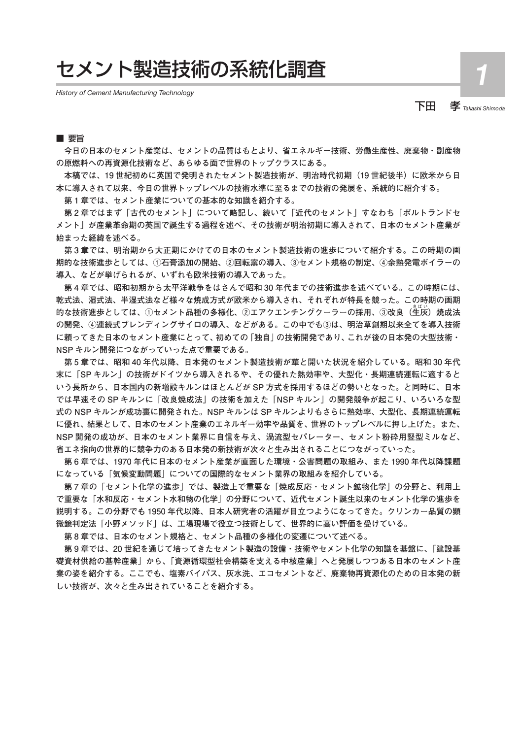# セメント製造技術の系統化調査

*History of Cement Manufacturing Technology*

下田　孝 *Takashi Shimoda*

■ 要旨

今日の日本のセメント産業は、セメントの品質はもとより、省エネルギー技術、労働生産性、廃棄物・副産物の原燃料への再資源化技術など、あらゆる面で世界のトップクラスにある。

本稿では、19 世紀初めに英国で発明されたセメント製造技術が、明治時代初期（19 世紀後半）に欧米から日本に導入されて以来、今日の世界トップレベルの技術水準に至るまでの技術の発展を、系統的に紹介する。

第 1 章では、セメント産業についての基本的な知識を紹介する。

第 2 章ではまず「古代のセメント」について略記し、続いて「近代のセメント」すなわち「ポルトランドセメント」が産業革命期の英国で誕生する過程を述べ、その技術が明治初期に導入されて、日本のセメント産業が始まった経緯を述べる。

第 3 章では、明治期から大正期にかけての日本のセメント製造技術の進歩について紹介する。この時期の画期的な技術進歩としては、①石膏添加の開始、②回転窯の導入、③セメント規格の制定、④余熱発電ボイラーの導入、などが挙げられるが、いずれも欧米技術の導入であった。

第 4 章では、昭和初期から太平洋戦争をはさんで昭和 30 年代までの技術進歩を述べている。この時期には、乾式法、湿式法、半湿式法など様々な焼成方式が欧米から導入され、それぞれが特長を競った。この時期の画期的な技術進歩としては、①セメント品種の多様化、②エアクエンチングクーラーの採用、③改良（生灰（きばい））焼成法の開発、④連続式ブレンディングサイロの導入、などがある。この中でも③は、明治草創期以来全てを導入技術に頼ってきた日本のセメント産業にとって、初めての「独自」の技術開発であり、これが後の日本発の大型技術・NSP キルン開発につながっていった点で重要である。

第 5 章では、昭和 40 年代以降、日本発のセメント製造技術が華と開いた状況を紹介している。昭和 30 年代末に「SP キルン」の技術がドイツから導入されるや、その優れた熱効率や、大型化・長期連続運転に適するという長所から、日本国内の新増設キルンはほとんどが SP 方式を採用するほどの勢いとなった。と同時に、日本では早速その SP キルンに「改良焼成法」の技術を加えた「NSP キルン」の開発競争が起こり、いろいろな型式の NSP キルンが成功裏に開発された。NSP キルンは SP キルンよりもさらに熱効率、大型化、長期連続運転に優れ、結果として、日本のセメント産業のエネルギー効率や品質を、世界のトップレベルに押し上げた。また、NSP 開発の成功が、日本のセメント業界に自信を与え、渦流型セパレーター、セメント粉砕用竪型ミルなど、省エネ指向の世界的に競争力のある日本発の新技術が次々と生み出されることにつながっていった。

第 6 章では、1970 年代に日本のセメント産業が直面した環境・公害問題の取組み、また 1990 年代以降課題になっている「気候変動問題」についての国際的なセメント業界の取組みを紹介している。

第 7 章の「セメント化学の進歩」では、製造上で重要な「焼成反応・セメント鉱物化学」の分野と、利用上で重要な「水和反応・セメント水和物の化学」の分野について、近代セメント誕生以来のセメント化学の進歩を説明する。この分野でも 1950 年代以降、日本人研究者の活躍が目立つようになってきた。クリンカー品質の顕微鏡判定法「小野メソッド」は、工場現場で役立つ技術として、世界的に高い評価を受けている。

第 8 章では、日本のセメント規格と、セメント品種の多様化の変遷について述べる。

第 9 章では、20 世紀を通じて培ってきたセメント製造の設備・技術やセメント化学の知識を基盤に、「建設基礎資材供給の基幹産業」から、「資源循環型社会構築を支える中核産業」へと発展しつつある日本のセメント産業の姿を紹介する。ここでも、塩素バイパス、灰水洗、エコセメントなど、廃棄物再資源化のための日本発の新しい技術が、次々と生み出されていることを紹介する。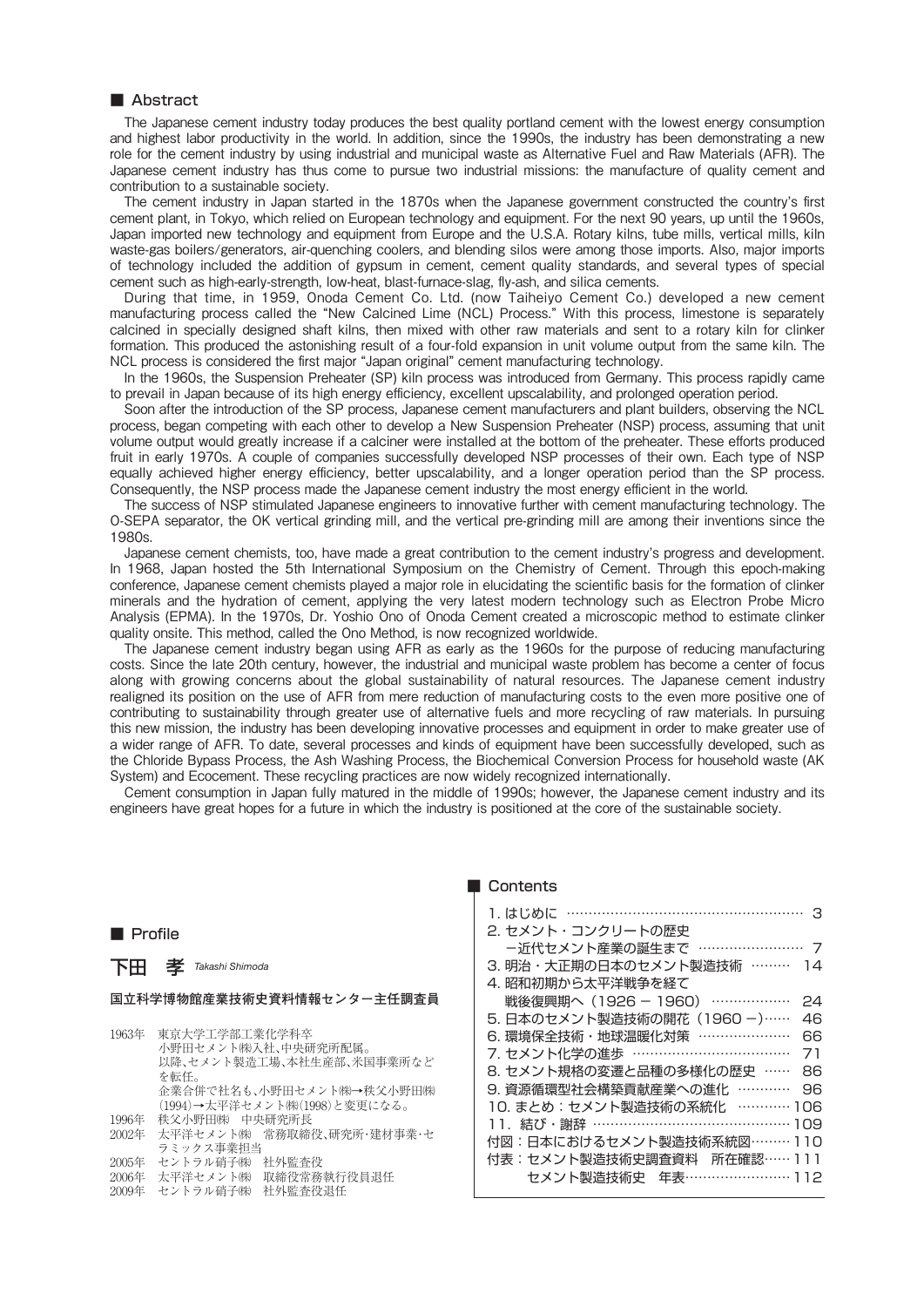## ■ Abstract

The Japanese cement industry today produces the best quality portland cement with the lowest energy consumption and highest labor productivity in the world. In addition, since the 1990s, the industry has been demonstrating a new role for the cement industry by using industrial and municipal waste as Alternative Fuel and Raw Materials (AFR). The Japanese cement industry has thus come to pursue two industrial missions: the manufacture of quality cement and contribution to a sustainable society.

The cement industry in Japan started in the 1870s when the Japanese government constructed the country's first cement plant, in Tokyo, which relied on European technology and equipment. For the next 90 years, up until the 1960s, Japan imported new technology and equipment from Europe and the U.S.A. Rotary kilns, tube mills, vertical mills, kiln waste-gas boilers/generators, air-quenching coolers, and blending silos were among those imports. Also, major imports of technology included the addition of gypsum in cement, cement quality standards, and several types of special cement such as high-early-strength, low-heat, blast-furnace-slag, fly-ash, and silica cements.

During that time, in 1959, Onoda Cement Co. Ltd. (now Taiheiyo Cement Co.) developed a new cement manufacturing process called the "New Calcined Lime (NCL) Process." With this process, limestone is separately calcined in specially designed shaft kilns, then mixed with other raw materials and sent to a rotary kiln for clinker formation. This produced the astonishing result of a four-fold expansion in unit volume output from the same kiln. The NCL process is considered the first major "Japan original" cement manufacturing technology.

In the 1960s, the Suspension Preheater (SP) kiln process was introduced from Germany. This process rapidly came to prevail in Japan because of its high energy efficiency, excellent upscalability, and prolonged operation period.

Soon after the introduction of the SP process, Japanese cement manufacturers and plant builders, observing the NCL process, began competing with each other to develop a New Suspension Preheater (NSP) process, assuming that unit volume output would greatly increase if a calciner were installed at the bottom of the preheater. These efforts produced fruit in early 1970s. A couple of companies successfully developed NSP processes of their own. Each type of NSP equally achieved higher energy efficiency, better upscalability, and a longer operation period than the SP process. Consequently, the NSP process made the Japanese cement industry the most energy efficient in the world.

The success of NSP stimulated Japanese engineers to innovative further with cement manufacturing technology. The O-SEPA separator, the OK vertical grinding mill, and the vertical pre-grinding mill are among their inventions since the 1980s.

Japanese cement chemists, too, have made a great contribution to the cement industry's progress and development. In 1968, Japan hosted the 5th International Symposium on the Chemistry of Cement. Through this epoch-making conference, Japanese cement chemists played a major role in elucidating the scientific basis for the formation of clinker minerals and the hydration of cement, applying the very latest modern technology such as Electron Probe Micro Analysis (EPMA). In the 1970s, Dr. Yoshio Ono of Onoda Cement created a microscopic method to estimate clinker quality onsite. This method, called the Ono Method, is now recognized worldwide.

The Japanese cement industry began using AFR as early as the 1960s for the purpose of reducing manufacturing costs. Since the late 20th century, however, the industrial and municipal waste problem has become a center of focus along with growing concerns about the global sustainability of natural resources. The Japanese cement industry realigned its position on the use of AFR from mere reduction of manufacturing costs to the even more positive one of contributing to sustainability through greater use of alternative fuels and more recycling of raw materials. In pursuing this new mission, the industry has been developing innovative processes and equipment in order to make greater use of a wider range of AFR. To date, several processes and kinds of equipment have been successfully developed, such as the Chloride Bypass Process, the Ash Washing Process, the Biochemical Conversion Process for household waste (AK System) and Ecocement. These recycling practices are now widely recognized internationally.

Cement consumption in Japan fully matured in the middle of 1990s; however, the Japanese cement industry and its engineers have great hopes for a future in which the industry is positioned at the core of the sustainable society.

## ■ Profile

**下田　孝** *Takashi Shimoda*

**国立科学博物館産業技術史資料情報センター主任調査員**

1963年　東京大学工学部工業化学科卒
　　　　小野田セメント㈱入社、中央研究所配属。
　　　　以降、セメント製造工場、本社生産部、米国事業所などを転任。
　　　　企業合併で社名も、小野田セメント㈱→秩父小野田㈱(1994)→太平洋セメント㈱(1998)と変更になる。
1996年　秩父小野田㈱　中央研究所長
2002年　太平洋セメント㈱　常務取締役、研究所・建材事業・セラミックス事業担当
2005年　セントラル硝子㈱　社外監査役
2006年　太平洋セメント㈱　取締役常務執行役員退任
2009年　セントラル硝子㈱　社外監査役退任

## ■ Contents

1. はじめに ………… 3
2. セメント・コンクリートの歴史 －近代セメント産業の誕生まで ………… 7
3. 明治・大正期の日本のセメント製造技術 ………… 14
4. 昭和初期から太平洋戦争を経て戦後復興期へ（1926 － 1960） ………… 24
5. 日本のセメント製造技術の開花（1960 －） ………… 46
6. 環境保全技術・地球温暖化対策 ………… 66
7. セメント化学の進歩 ………… 71
8. セメント規格の変遷と品種の多様化の歴史 ………… 86
9. 資源循環型社会構築貢献産業への進化 ………… 96
10. まとめ：セメント製造技術の系統化 ………… 106
11. 結び・謝辞 ………… 109

付図：日本におけるセメント製造技術系統図 ………… 110
付表：セメント製造技術史調査資料　所在確認 ………… 111
　　　セメント製造技術史　年表 ………… 112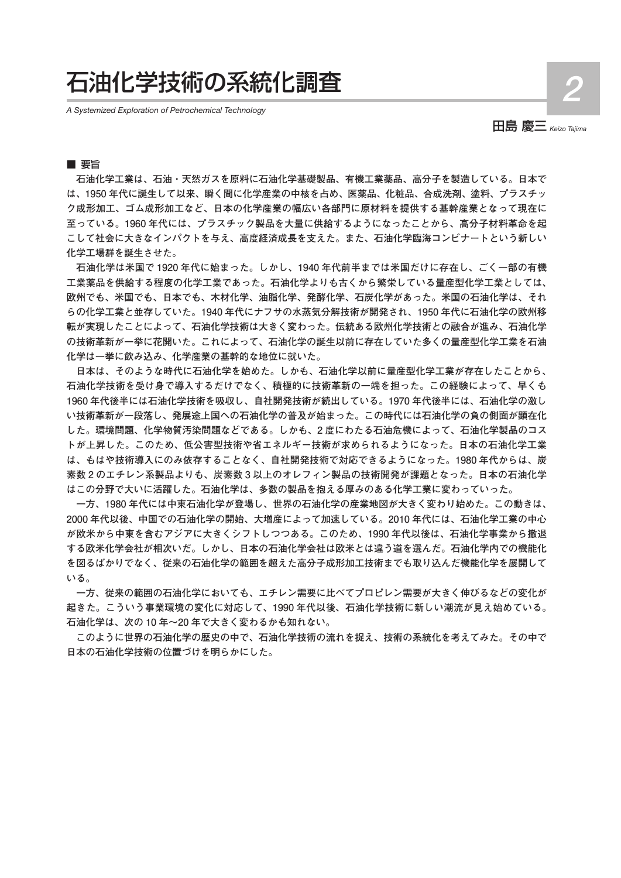# 石油化学技術の系統化調査

*A Systemized Exploration of Petrochemical Technology*

田島 慶三 *Keizo Tajima*

## ■ 要旨

石油化学工業は、石油・天然ガスを原料に石油化学基礎製品、有機工業薬品、高分子を製造している。日本では、1950 年代に誕生して以来、瞬く間に化学産業の中核を占め、医薬品、化粧品、合成洗剤、塗料、プラスチック成形加工、ゴム成形加工など、日本の化学産業の幅広い各部門に原材料を提供する基幹産業となって現在に至っている。1960 年代には、プラスチック製品を大量に供給するようになったことから、高分子材料革命を起こして社会に大きなインパクトを与え、高度経済成長を支えた。また、石油化学臨海コンビナートという新しい化学工場群を誕生させた。

石油化学は米国で 1920 年代に始まった。しかし、1940 年代前半までは米国だけに存在し、ごく一部の有機工業薬品を供給する程度の化学工業であった。石油化学よりも古くから繁栄している量産型化学工業としては、欧州でも、米国でも、日本でも、木材化学、油脂化学、発酵化学、石炭化学があった。米国の石油化学は、それらの化学工業と並存していた。1940 年代にナフサの水蒸気分解技術が開発され、1950 年代に石油化学の欧州移転が実現したことによって、石油化学技術は大きく変わった。伝統ある欧州化学技術との融合が進み、石油化学の技術革新が一挙に花開いた。これによって、石油化学の誕生以前に存在していた多くの量産型化学工業を石油化学は一挙に飲み込み、化学産業の基幹的な地位に就いた。

日本は、そのような時代に石油化学を始めた。しかも、石油化学以前に量産型化学工業が存在したことから、石油化学技術を受け身で導入するだけでなく、積極的に技術革新の一端を担った。この経験によって、早くも 1960 年代後半には石油化学技術を吸収し、自社開発技術が続出している。1970 年代後半には、石油化学の激しい技術革新が一段落し、発展途上国への石油化学の普及が始まった。この時代には石油化学の負の側面が顕在化した。環境問題、化学物質汚染問題などである。しかも、2 度にわたる石油危機によって、石油化学製品のコストが上昇した。このため、低公害型技術や省エネルギー技術が求められるようになった。日本の石油化学工業は、もはや技術導入にのみ依存することなく、自社開発技術で対応できるようになった。1980 年代からは、炭素数 2 のエチレン系製品よりも、炭素数 3 以上のオレフィン製品の技術開発が課題となった。日本の石油化学はこの分野で大いに活躍した。石油化学は、多数の製品を抱える厚みのある化学工業に変わっていった。

一方、1980 年代には中東石油化学が登場し、世界の石油化学の産業地図が大きく変わり始めた。この動きは、2000 年代以後、中国での石油化学の開始、大増産によって加速している。2010 年代には、石油化学工業の中心が欧米から中東を含むアジアに大きくシフトしつつある。このため、1990 年代以後は、石油化学事業から撤退する欧米化学会社が相次いだ。しかし、日本の石油化学会社は欧米とは違う道を選んだ。石油化学内での機能化を図るばかりでなく、従来の石油化学の範囲を超えた高分子成形加工技術までも取り込んだ機能化学を展開している。

一方、従来の範囲の石油化学においても、エチレン需要に比べてプロピレン需要が大きく伸びるなどの変化が起きた。こういう事業環境の変化に対応して、1990 年代以後、石油化学技術に新しい潮流が見え始めている。石油化学は、次の 10 年～20 年で大きく変わるかも知れない。

このように世界の石油化学の歴史の中で、石油化学技術の流れを捉え、技術の系統化を考えてみた。その中で日本の石油化学技術の位置づけを明らかにした。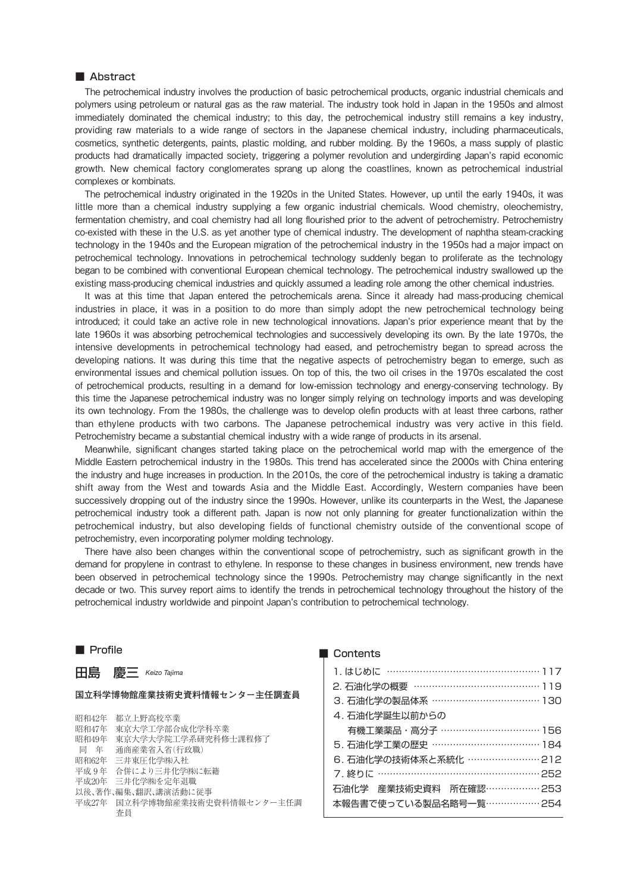## ■ Abstract

The petrochemical industry involves the production of basic petrochemical products, organic industrial chemicals and polymers using petroleum or natural gas as the raw material. The industry took hold in Japan in the 1950s and almost immediately dominated the chemical industry; to this day, the petrochemical industry still remains a key industry, providing raw materials to a wide range of sectors in the Japanese chemical industry, including pharmaceuticals, cosmetics, synthetic detergents, paints, plastic molding, and rubber molding. By the 1960s, a mass supply of plastic products had dramatically impacted society, triggering a polymer revolution and undergirding Japan's rapid economic growth. New chemical factory conglomerates sprang up along the coastlines, known as petrochemical industrial complexes or kombinats.

The petrochemical industry originated in the 1920s in the United States. However, up until the early 1940s, it was little more than a chemical industry supplying a few organic industrial chemicals. Wood chemistry, oleochemistry, fermentation chemistry, and coal chemistry had all long flourished prior to the advent of petrochemistry. Petrochemistry co-existed with these in the U.S. as yet another type of chemical industry. The development of naphtha steam-cracking technology in the 1940s and the European migration of the petrochemical industry in the 1950s had a major impact on petrochemical technology. Innovations in petrochemical technology suddenly began to proliferate as the technology began to be combined with conventional European chemical technology. The petrochemical industry swallowed up the existing mass-producing chemical industries and quickly assumed a leading role among the other chemical industries.

It was at this time that Japan entered the petrochemicals arena. Since it already had mass-producing chemical industries in place, it was in a position to do more than simply adopt the new petrochemical technology being introduced; it could take an active role in new technological innovations. Japan's prior experience meant that by the late 1960s it was absorbing petrochemical technologies and successively developing its own. By the late 1970s, the intensive developments in petrochemical technology had eased, and petrochemistry began to spread across the developing nations. It was during this time that the negative aspects of petrochemistry began to emerge, such as environmental issues and chemical pollution issues. On top of this, the two oil crises in the 1970s escalated the cost of petrochemical products, resulting in a demand for low-emission technology and energy-conserving technology. By this time the Japanese petrochemical industry was no longer simply relying on technology imports and was developing its own technology. From the 1980s, the challenge was to develop olefin products with at least three carbons, rather than ethylene products with two carbons. The Japanese petrochemical industry was very active in this field. Petrochemistry became a substantial chemical industry with a wide range of products in its arsenal.

Meanwhile, significant changes started taking place on the petrochemical world map with the emergence of the Middle Eastern petrochemical industry in the 1980s. This trend has accelerated since the 2000s with China entering the industry and huge increases in production. In the 2010s, the core of the petrochemical industry is taking a dramatic shift away from the West and towards Asia and the Middle East. Accordingly, Western companies have been successively dropping out of the industry since the 1990s. However, unlike its counterparts in the West, the Japanese petrochemical industry took a different path. Japan is now not only planning for greater functionalization within the petrochemical industry, but also developing fields of functional chemistry outside of the conventional scope of petrochemistry, even incorporating polymer molding technology.

There have also been changes within the conventional scope of petrochemistry, such as significant growth in the demand for propylene in contrast to ethylene. In response to these changes in business environment, new trends have been observed in petrochemical technology since the 1990s. Petrochemistry may change significantly in the next decade or two. This survey report aims to identify the trends in petrochemical technology throughout the history of the petrochemical industry worldwide and pinpoint Japan's contribution to petrochemical technology.

## ■ Profile

**田島　慶三** *Keizo Tajima*

**国立科学博物館産業技術史資料情報センター主任調査員**

昭和42年　都立上野高校卒業
昭和47年　東京大学工学部合成化学科卒業
昭和49年　東京大学大学院工学系研究科修士課程修了
同　年　通商産業省入省（行政職）
昭和62年　三井東圧化学㈱入社
平成９年　合併により三井化学㈱に転籍
平成20年　三井化学㈱を定年退職
以後、著作、編集、翻訳、講演活動に従事
平成27年　国立科学博物館産業技術史資料情報センター主任調査員

## ■ Contents

1. はじめに …… 117
2. 石油化学の概要 …… 119
3. 石油化学の製品体系 …… 130
4. 石油化学誕生以前からの有機工業薬品・高分子 …… 156
5. 石油化学工業の歴史 …… 184
6. 石油化学の技術体系と系統化 …… 212
7. 終りに …… 252

石油化学　産業技術史資料　所在確認 …… 253
本報告書で使っている製品名略号一覧 …… 254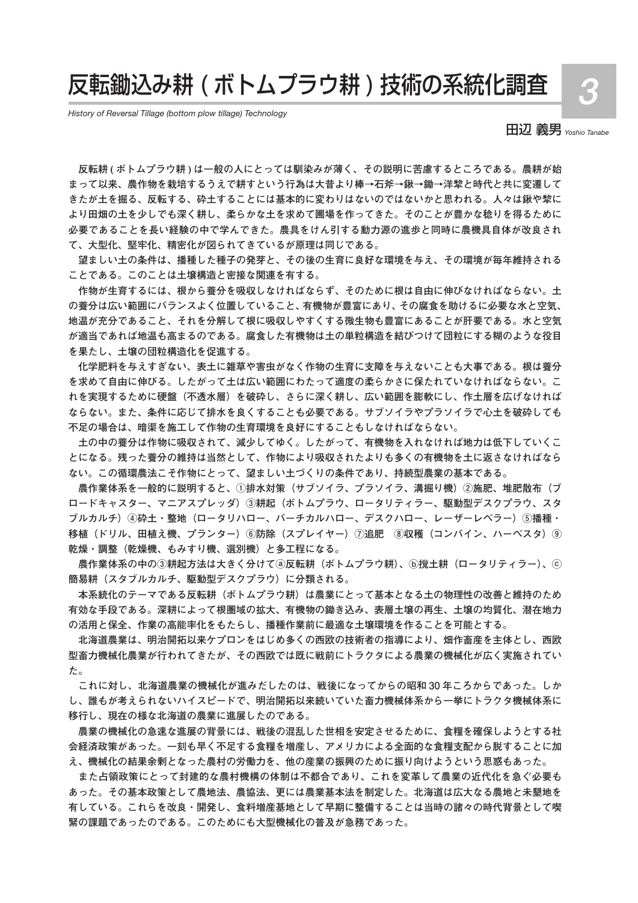# 反転鋤込み耕（ボトムプラウ耕）技術の系統化調査

*History of Reversal Tillage (bottom plow tillage) Technology*

田辺 義男 *Yoshio Tanabe*

反転耕 ( ボトムプラウ耕 ) は一般の人にとっては馴染みが薄く、その説明に苦慮するところである。農耕が始まって以来、農作物を栽培するうえで耕すという行為は大昔より棒→石斧→鍬→鋤→洋犂と時代と共に変遷してきたが土を掘る、反転する、砕土することには基本的に変わりはないのではないかと思われる。人々は鍬や犂により田畑の土を少しでも深く耕し、柔らかな土を求めて圃場を作ってきた。そのことが豊かな稔りを得るために必要であることを長い経験の中で学んできた。農具をけん引する動力源の進歩と同時に農機具自体が改良されて、大型化、堅牢化、精密化が図られてきているが原理は同じである。

望ましい土の条件は、播種した種子の発芽と、その後の生育に良好な環境を与え、その環境が毎年維持されることである。このことは土壌構造と密接な関連を有する。

作物が生育するには、根から養分を吸収しなければならず、そのために根は自由に伸びなければならない。土の養分は広い範囲にバランスよく位置していること、有機物が豊富にあり、その腐食を助けるに必要な水と空気、地温が充分であること、それを分解して根に吸収しやすくする微生物も豊富にあることが肝要である。水と空気が適当であれば地温も高まるのである。腐食した有機物は土の単粒構造を結びつけて団粒にする糊のような役目を果たし、土壌の団粒構造化を促進する。

化学肥料を与えすぎない、表土に雑草や害虫がなく作物の生育に支障を与えないことも大事である。根は養分を求めて自由に伸びる。したがって土は広い範囲にわたって適度の柔らかさに保たれていなければならない。これを実現するために硬盤（不透水層）を破砕し、さらに深く耕し、広い範囲を膨軟にし、作土層を広げなければならない。また、条件に応じて排水を良くすることも必要である。サブソイラやプラソイラで心土を破砕しても不足の場合は、暗渠を施工して作物の生育環境を良好にすることもしなければならない。

土の中の養分は作物に吸収されて、減少してゆく。したがって、有機物を入れなければ地力は低下していくことになる。残った養分の維持は当然として、作物により吸収されたよりも多くの有機物を土に返さなければならない。この循環農法こそ作物にとって、望ましい土づくりの条件であり、持続型農業の基本である。

農作業体系を一般的に説明すると、①排水対策（サブソイラ、プラソイラ、溝掘り機）②施肥、堆肥散布（ブロードキャスター、マニアスプレッダ）③耕起（ボトムプラウ、ロータリティラー、駆動型デスクプラウ、スタブルカルチ）④砕土・整地（ロータリハロー、バーチカルハロー、デスクハロー、レーザーレベラー）⑤播種・移植（ドリル、田植え機、プランター）⑥防除（スプレイヤー）⑦追肥　⑧収穫（コンバイン、ハーベスタ）⑨乾燥・調整（乾燥機、もみすり機、選別機）と多工程になる。

農作業体系の中の③耕起方法は大きく分けてⓐ反転耕（ボトムプラウ耕）、ⓑ撹土耕（ロータリティラー）、ⓒ簡易耕（スタブルカルチ、駆動型デスクプラウ）に分類される。

本系統化のテーマである反転耕（ボトムプラウ耕）は農業にとって基本となる土の物理性の改善と維持のため有効な手段である。深耕によって根圏域の拡大、有機物の鋤き込み、表層土壌の再生、土壌の均質化、潜在地力の活用と保全、作業の高能率化をもたらし、播種作業前に最適な土壌環境を作ることを可能とする。

北海道農業は、明治開拓以来ケプロンをはじめ多くの西欧の技術者の指導により、畑作畜産を主体とし、西欧型畜力機械化農業が行われてきたが、その西欧では既に戦前にトラクタによる農業の機械化が広く実施されていた。

これに対し、北海道農業の機械化が進みだしたのは、戦後になってからの昭和 30 年ころからであった。しかし、誰もが考えられないハイスピードで、明治開拓以来続いていた畜力機械体系から一挙にトラクタ機械体系に移行し、現在の様な北海道の農業に進展したのである。

農業の機械化の急速な進展の背景には、戦後の混乱した世相を安定させるために、食糧を確保しようとする社会経済政策があった。一刻も早く不足する食糧を増産し、アメリカによる全面的な食糧支配から脱することに加え、機械化の結果余剰となった農村の労働力を、他の産業の振興のために振り向けようという思惑もあった。

また占領政策にとって封建的な農村機構の体制は不都合であり、これを変革して農業の近代化を急ぐ必要もあった。その基本政策として農地法、農協法、更には農業基本法を制定した。北海道は広大なる農地と未墾地を有している。これらを改良・開発し、食料増産基地として早期に整備することは当時の諸々の時代背景として喫緊の課題であったのである。このためにも大型機械化の普及が急務であった。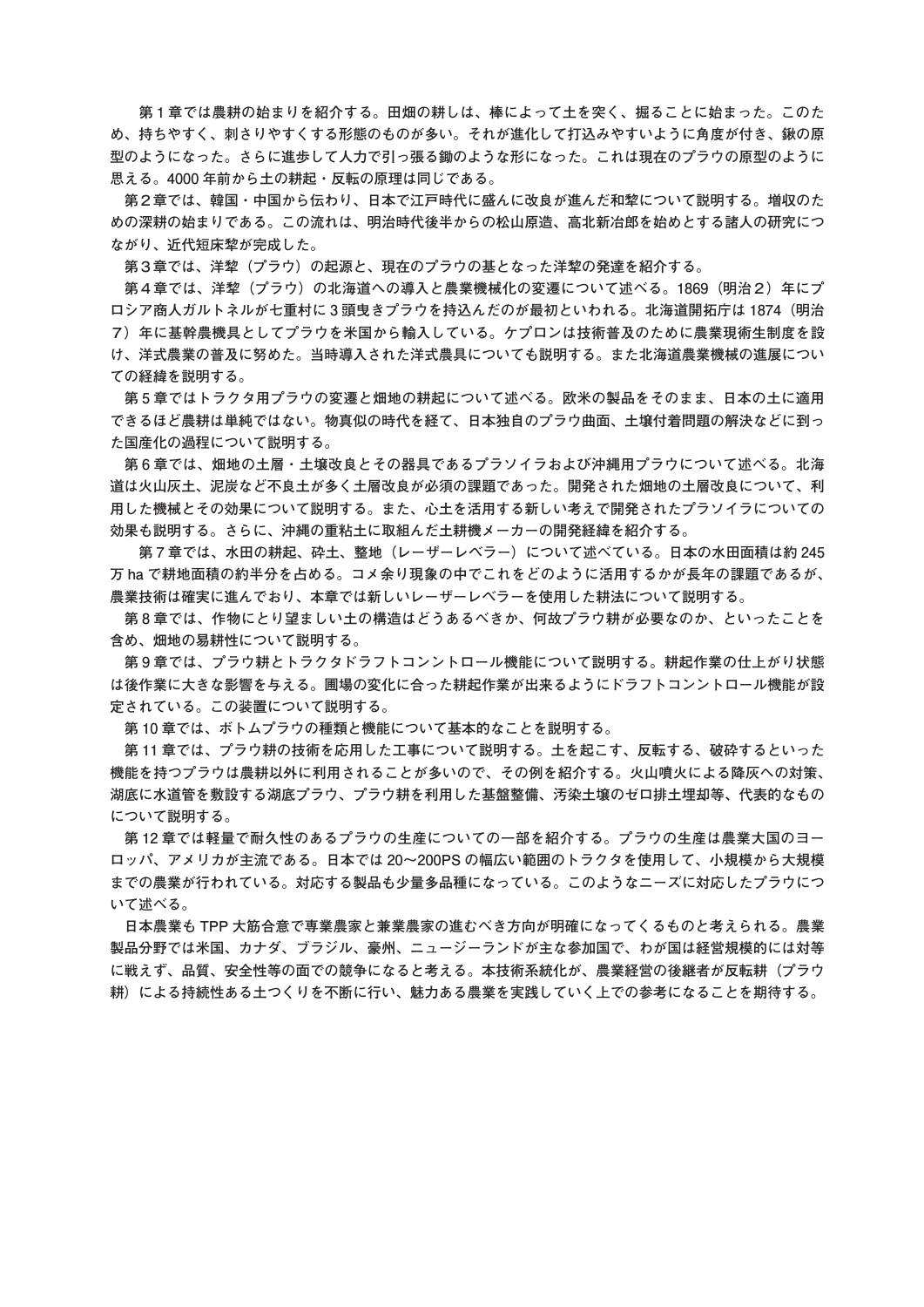第１章では農耕の始まりを紹介する。田畑の耕しは、棒によって土を突く、掘ることに始まった。このため、持ちやすく、刺さりやすくする形態のものが多い。それが進化して打込みやすいように角度が付き、鍬の原型のようになった。さらに進歩して人力で引っ張る鋤のような形になった。これは現在のプラウの原型のように思える。4000 年前から土の耕起・反転の原理は同じである。

第２章では、韓国・中国から伝わり、日本で江戸時代に盛んに改良が進んだ和犂について説明する。増収のための深耕の始まりである。この流れは、明治時代後半からの松山原造、高北新治郎を始めとする諸人の研究につながり、近代短床犂が完成した。

第３章では、洋犂（プラウ）の起源と、現在のプラウの基となった洋犂の発達を紹介する。

第４章では、洋犂（プラウ）の北海道への導入と農業機械化の変遷について述べる。1869（明治２）年にプロシア商人ガルトネルが七重村に３頭曳きプラウを持込んだのが最初といわれる。北海道開拓庁は 1874（明治７）年に基幹農機具としてプラウを米国から輸入している。ケプロンは技術普及のために農業現術生制度を設け、洋式農業の普及に努めた。当時導入された洋式農具についても説明する。また北海道農業機械の進展についての経緯を説明する。

第５章ではトラクタ用プラウの変遷と畑地の耕起について述べる。欧米の製品をそのまま、日本の土に適用できるほど農耕は単純ではない。物真似の時代を経て、日本独自のプラウ曲面、土壌付着問題の解決などに到った国産化の過程について説明する。

第６章では、畑地の土層・土壌改良とその器具であるプラソイラおよび沖縄用プラウについて述べる。北海道は火山灰土、泥炭など不良土が多く土層改良が必須の課題であった。開発された畑地の土層改良について、利用した機械とその効果について説明する。また、心土を活用する新しい考えで開発されたプラソイラについての効果も説明する。さらに、沖縄の重粘土に取組んだ土耕機メーカーの開発経緯を紹介する。

第７章では、水田の耕起、砕土、整地（レーザーレベラー）について述べている。日本の水田面積は約 245 万 ha で耕地面積の約半分を占める。コメ余り現象の中でこれをどのように活用するかが長年の課題であるが、農業技術は確実に進んでおり、本章では新しいレーザーレベラーを使用した耕法について説明する。

第８章では、作物にとり望ましい土の構造はどうあるべきか、何故プラウ耕が必要なのか、といったことを含め、畑地の易耕性について説明する。

第９章では、プラウ耕とトラクタドラフトコントロール機能について説明する。耕起作業の仕上がり状態は後作業に大きな影響を与える。圃場の変化に合った耕起作業が出来るようにドラフトコントロール機能が設定されている。この装置について説明する。

第 10 章では、ボトムプラウの種類と機能について基本的なことを説明する。

第 11 章では、プラウ耕の技術を応用した工事について説明する。土を起こす、反転する、破砕するといった機能を持つプラウは農耕以外に利用されることが多いので、その例を紹介する。火山噴火による降灰への対策、湖底に水道管を敷設する湖底プラウ、プラウ耕を利用した基盤整備、汚染土壌のゼロ排土埋却等、代表的なものについて説明する。

第 12 章では軽量で耐久性のあるプラウの生産についての一部を紹介する。プラウの生産は農業大国のヨーロッパ、アメリカが主流である。日本では 20～200PS の幅広い範囲のトラクタを使用して、小規模から大規模までの農業が行われている。対応する製品も少量多品種になっている。このようなニーズに対応したプラウについて述べる。

日本農業も TPP 大筋合意で専業農家と兼業農家の進むべき方向が明確になってくるものと考えられる。農業製品分野では米国、カナダ、ブラジル、豪州、ニュージーランドが主な参加国で、わが国は経営規模的には対等に戦えず、品質、安全性等の面での競争になると考える。本技術系統化が、農業経営の後継者が反転耕（プラウ耕）による持続性ある土つくりを不断に行い、魅力ある農業を実践していく上での参考になることを期待する。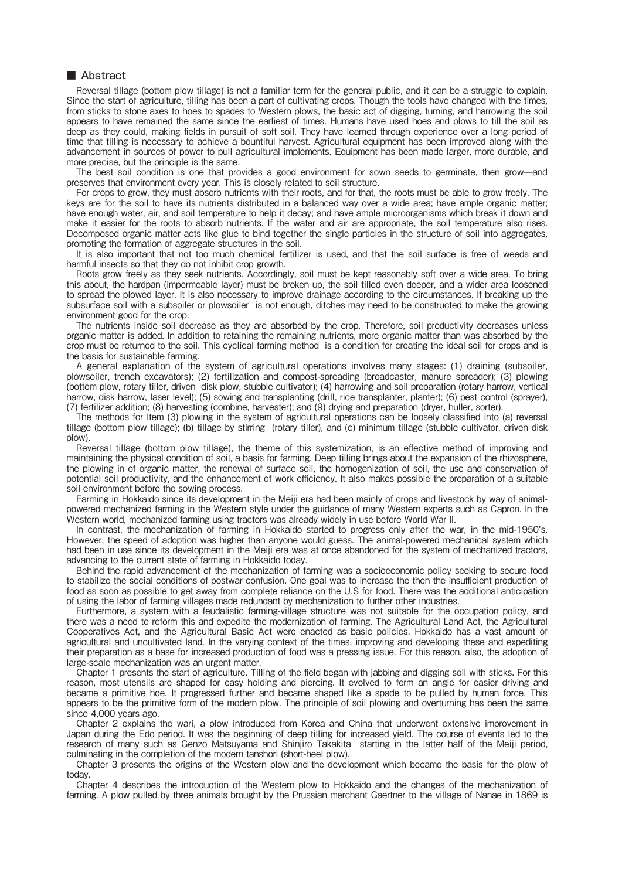## ■ Abstract

Reversal tillage (bottom plow tillage) is not a familiar term for the general public, and it can be a struggle to explain. Since the start of agriculture, tilling has been a part of cultivating crops. Though the tools have changed with the times, from sticks to stone axes to hoes to spades to Western plows, the basic act of digging, turning, and harrowing the soil appears to have remained the same since the earliest of times. Humans have used hoes and plows to till the soil as deep as they could, making fields in pursuit of soft soil. They have learned through experience over a long period of time that tilling is necessary to achieve a bountiful harvest. Agricultural equipment has been improved along with the advancement in sources of power to pull agricultural implements. Equipment has been made larger, more durable, and more precise, but the principle is the same.

The best soil condition is one that provides a good environment for sown seeds to germinate, then grow—and preserves that environment every year. This is closely related to soil structure.

For crops to grow, they must absorb nutrients with their roots, and for that, the roots must be able to grow freely. The keys are for the soil to have its nutrients distributed in a balanced way over a wide area; have ample organic matter; have enough water, air, and soil temperature to help it decay; and have ample microorganisms which break it down and make it easier for the roots to absorb nutrients. If the water and air are appropriate, the soil temperature also rises. Decomposed organic matter acts like glue to bind together the single particles in the structure of soil into aggregates, promoting the formation of aggregate structures in the soil.

It is also important that not too much chemical fertilizer is used, and that the soil surface is free of weeds and harmful insects so that they do not inhibit crop growth.

Roots grow freely as they seek nutrients. Accordingly, soil must be kept reasonably soft over a wide area. To bring this about, the hardpan (impermeable layer) must be broken up, the soil tilled even deeper, and a wider area loosened to spread the plowed layer. It is also necessary to improve drainage according to the circumstances. If breaking up the subsurface soil with a subsoiler or plowsoiler is not enough, ditches may need to be constructed to make the growing environment good for the crop.

The nutrients inside soil decrease as they are absorbed by the crop. Therefore, soil productivity decreases unless organic matter is added. In addition to retaining the remaining nutrients, more organic matter than was absorbed by the crop must be returned to the soil. This cyclical farming method is a condition for creating the ideal soil for crops and is the basis for sustainable farming.

A general explanation of the system of agricultural operations involves many stages: (1) draining (subsoiler, plowsoiler, trench excavators); (2) fertilization and compost-spreading (broadcaster, manure spreader); (3) plowing (bottom plow, rotary tiller, driven disk plow, stubble cultivator); (4) harrowing and soil preparation (rotary harrow, vertical harrow, disk harrow, laser level); (5) sowing and transplanting (drill, rice transplanter, planter); (6) pest control (sprayer), (7) fertilizer addition; (8) harvesting (combine, harvester); and (9) drying and preparation (dryer, huller, sorter).

The methods for Item (3) plowing in the system of agricultural operations can be loosely classified into (a) reversal tillage (bottom plow tillage); (b) tillage by stirring (rotary tiller), and (c) minimum tillage (stubble cultivator, driven disk plow).

Reversal tillage (bottom plow tillage), the theme of this systemization, is an effective method of improving and maintaining the physical condition of soil, a basis for farming. Deep tilling brings about the expansion of the rhizosphere, the plowing in of organic matter, the renewal of surface soil, the homogenization of soil, the use and conservation of potential soil productivity, and the enhancement of work efficiency. It also makes possible the preparation of a suitable soil environment before the sowing process.

Farming in Hokkaido since its development in the Meiji era had been mainly of crops and livestock by way of animal-powered mechanized farming in the Western style under the guidance of many Western experts such as Capron. In the Western world, mechanized farming using tractors was already widely in use before World War II.

In contrast, the mechanization of farming in Hokkaido started to progress only after the war, in the mid-1950's. However, the speed of adoption was higher than anyone would guess. The animal-powered mechanical system which had been in use since its development in the Meiji era was at once abandoned for the system of mechanized tractors, advancing to the current state of farming in Hokkaido today.

Behind the rapid advancement of the mechanization of farming was a socioeconomic policy seeking to secure food to stabilize the social conditions of postwar confusion. One goal was to increase the then the insufficient production of food as soon as possible to get away from complete reliance on the U.S for food. There was the additional anticipation of using the labor of farming villages made redundant by mechanization to further other industries.

Furthermore, a system with a feudalistic farming-village structure was not suitable for the occupation policy, and there was a need to reform this and expedite the modernization of farming. The Agricultural Land Act, the Agricultural Cooperatives Act, and the Agricultural Basic Act were enacted as basic policies. Hokkaido has a vast amount of agricultural and uncultivated land. In the varying context of the times, improving and developing these and expediting their preparation as a base for increased production of food was a pressing issue. For this reason, also, the adoption of large-scale mechanization was an urgent matter.

Chapter 1 presents the start of agriculture. Tilling of the field began with jabbing and digging soil with sticks. For this reason, most utensils are shaped for easy holding and piercing. It evolved to form an angle for easier driving and became a primitive hoe. It progressed further and became shaped like a spade to be pulled by human force. This appears to be the primitive form of the modern plow. The principle of soil plowing and overturning has been the same since 4,000 years ago.

Chapter 2 explains the wari, a plow introduced from Korea and China that underwent extensive improvement in Japan during the Edo period. It was the beginning of deep tilling for increased yield. The course of events led to the research of many such as Genzo Matsuyama and Shinjiro Takakita starting in the latter half of the Meiji period, culminating in the completion of the modern tanshori (short-heel plow).

Chapter 3 presents the origins of the Western plow and the development which became the basis for the plow of today.

Chapter 4 describes the introduction of the Western plow to Hokkaido and the changes of the mechanization of farming. A plow pulled by three animals brought by the Prussian merchant Gaertner to the village of Nanae in 1869 is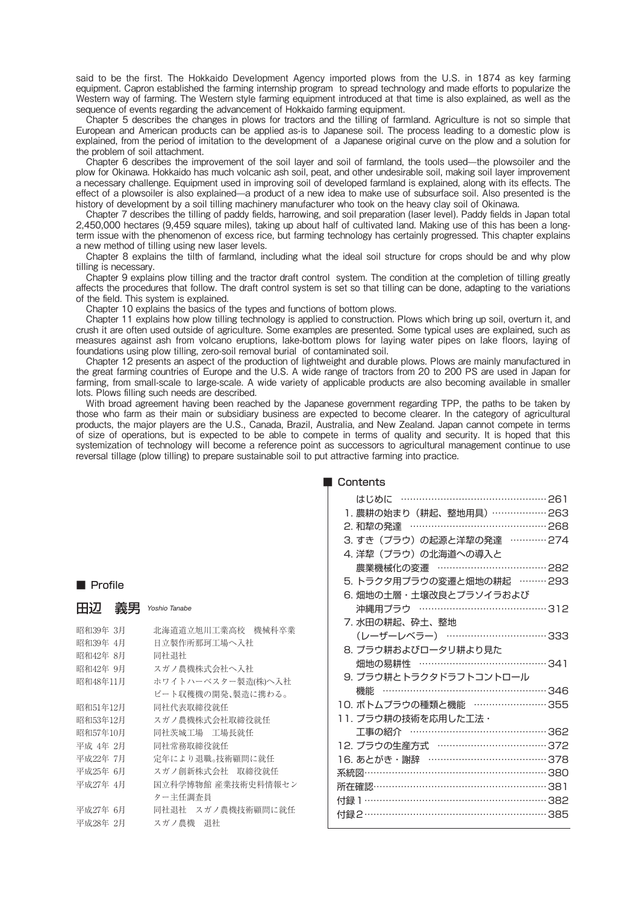said to be the first. The Hokkaido Development Agency imported plows from the U.S. in 1874 as key farming equipment. Capron established the farming internship program to spread technology and made efforts to popularize the Western way of farming. The Western style farming equipment introduced at that time is also explained, as well as the sequence of events regarding the advancement of Hokkaido farming equipment.

Chapter 5 describes the changes in plows for tractors and the tilling of farmland. Agriculture is not so simple that European and American products can be applied as-is to Japanese soil. The process leading to a domestic plow is explained, from the period of imitation to the development of a Japanese original curve on the plow and a solution for the problem of soil attachment.

Chapter 6 describes the improvement of the soil layer and soil of farmland, the tools used—the plowsoiler and the plow for Okinawa. Hokkaido has much volcanic ash soil, peat, and other undesirable soil, making soil layer improvement a necessary challenge. Equipment used in improving soil of developed farmland is explained, along with its effects. The effect of a plowsoiler is also explained—a product of a new idea to make use of subsurface soil. Also presented is the history of development by a soil tilling machinery manufacturer who took on the heavy clay soil of Okinawa.

Chapter 7 describes the tilling of paddy fields, harrowing, and soil preparation (laser level). Paddy fields in Japan total 2,450,000 hectares (9,459 square miles), taking up about half of cultivated land. Making use of this has been a long-term issue with the phenomenon of excess rice, but farming technology has certainly progressed. This chapter explains a new method of tilling using new laser levels.

Chapter 8 explains the tilth of farmland, including what the ideal soil structure for crops should be and why plow tilling is necessary.

Chapter 9 explains plow tilling and the tractor draft control system. The condition at the completion of tilling greatly affects the procedures that follow. The draft control system is set so that tilling can be done, adapting to the variations of the field. This system is explained.

Chapter 10 explains the basics of the types and functions of bottom plows.

Chapter 11 explains how plow tilling technology is applied to construction. Plows which bring up soil, overturn it, and crush it are often used outside of agriculture. Some examples are presented. Some typical uses are explained, such as measures against ash from volcano eruptions, lake-bottom plows for laying water pipes on lake floors, laying of foundations using plow tilling, zero-soil removal burial of contaminated soil.

Chapter 12 presents an aspect of the production of lightweight and durable plows. Plows are mainly manufactured in the great farming countries of Europe and the U.S. A wide range of tractors from 20 to 200 PS are used in Japan for farming, from small-scale to large-scale. A wide variety of applicable products are also becoming available in smaller lots. Plows filling such needs are described.

With broad agreement having been reached by the Japanese government regarding TPP, the paths to be taken by those who farm as their main or subsidiary business are expected to become clearer. In the category of agricultural products, the major players are the U.S., Canada, Brazil, Australia, and New Zealand. Japan cannot compete in terms of size of operations, but is expected to be able to compete in terms of quality and security. It is hoped that this systemization of technology will become a reference point as successors to agricultural management continue to use reversal tillage (plow tilling) to prepare sustainable soil to put attractive farming into practice.

## ■ Profile

### 田辺　義男 *Yoshio Tanabe*

| | |
|---|---|
| 昭和39年 3月 | 北海道道立旭川工業高校　機械科卒業 |
| 昭和39年 4月 | 日立製作所那珂工場へ入社 |
| 昭和42年 8月 | 同社退社 |
| 昭和42年 9月 | スガノ農機株式会社へ入社 |
| 昭和48年11月 | ホワイトハーベスター製造(株)へ入社　ビート収穫機の開発、製造に携わる。 |
| 昭和51年12月 | 同社代表取締役就任 |
| 昭和53年12月 | スガノ農機株式会社取締役就任 |
| 昭和57年10月 | 同社茨城工場　工場長就任 |
| 平成 4年 2月 | 同社常務取締役就任 |
| 平成22年 7月 | 定年により退職。技術顧問に就任 |
| 平成25年 6月 | スガノ創新株式会社　取締役就任 |
| 平成27年 4月 | 国立科学博物館 産業技術史料情報センター主任調査員 |
| 平成27年 6月 | 同社退社　スガノ農機技術顧問に就任 |
| 平成28年 2月 | スガノ農機　退社 |

## ■ Contents

| | |
|---|---|
| はじめに | 261 |
| 1. 農耕の始まり（耕起、整地用具） | 263 |
| 2. 和犂の発達 | 268 |
| 3. すき（プラウ）の起源と洋犂の発達 | 274 |
| 4. 洋犂（プラウ）の北海道への導入と農業機械化の変遷 | 282 |
| 5. トラクタ用プラウの変遷と畑地の耕起 | 293 |
| 6. 畑地の土層・土壌改良とプラソイラおよび沖縄用プラウ | 312 |
| 7. 水田の耕起、砕土、整地（レーザーレベラー） | 333 |
| 8. プラウ耕およびロータリ耕より見た畑地の易耕性 | 341 |
| 9. プラウ耕とトラクタドラフトコントロール機能 | 346 |
| 10. ボトムプラウの種類と機能 | 355 |
| 11. プラウ耕の技術を応用した工法・工事の紹介 | 362 |
| 12. プラウの生産方式 | 372 |
| 16. あとがき・謝辞 | 378 |
| 系統図 | 380 |
| 所在確認 | 381 |
| 付録1 | 382 |
| 付録2 | 385 |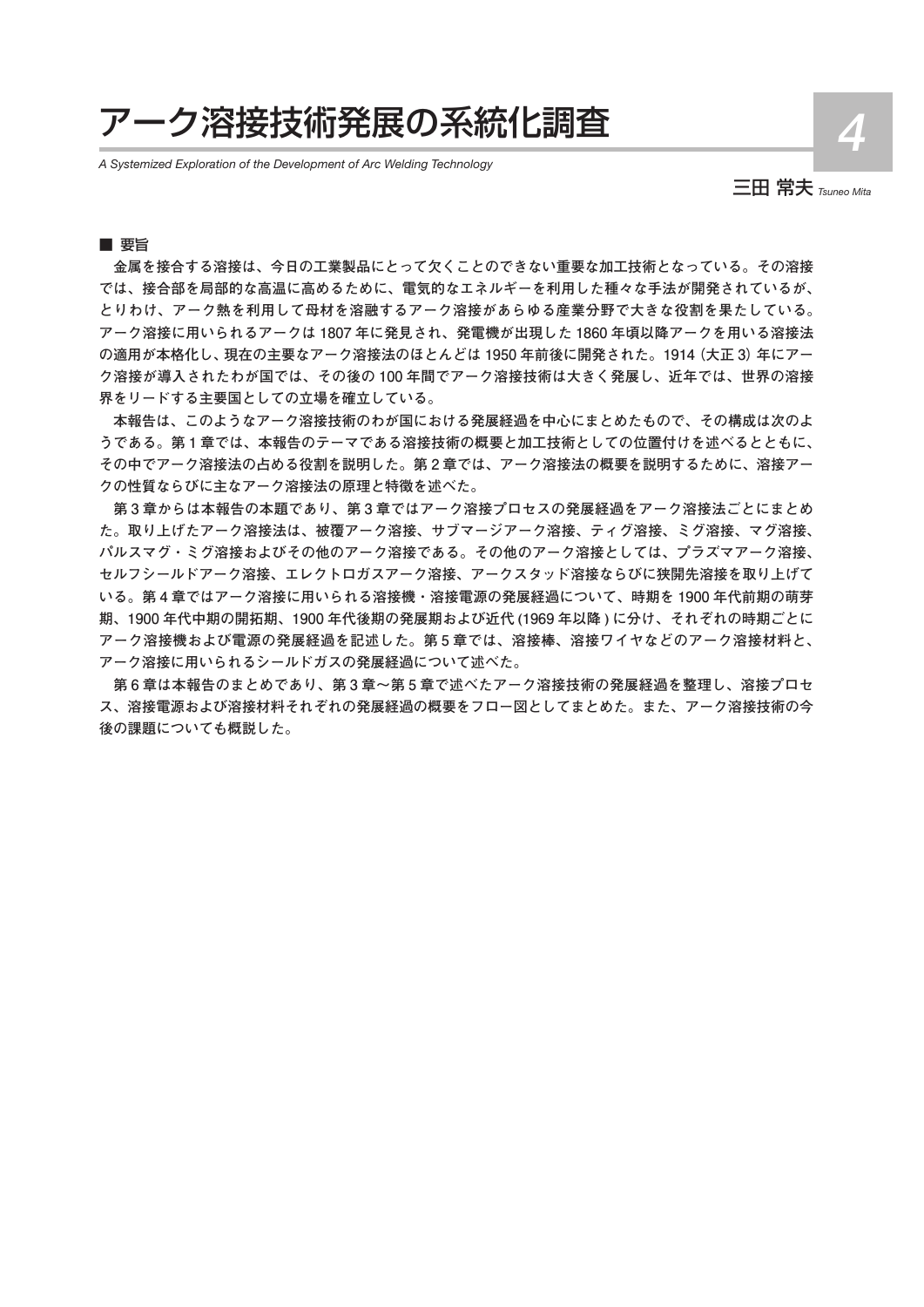# アーク溶接技術発展の系統化調査

*A Systemized Exploration of the Development of Arc Welding Technology*

三田 常夫 *Tsuneo Mita*

■ 要旨

金属を接合する溶接は、今日の工業製品にとって欠くことのできない重要な加工技術となっている。その溶接では、接合部を局部的な高温に高めるために、電気的なエネルギーを利用した種々な手法が開発されているが、とりわけ、アーク熱を利用して母材を溶融するアーク溶接があらゆる産業分野で大きな役割を果たしている。アーク溶接に用いられるアークは 1807 年に発見され、発電機が出現した 1860 年頃以降アークを用いる溶接法の適用が本格化し、現在の主要なアーク溶接法のほとんどは 1950 年前後に開発された。1914 (大正 3) 年にアーク溶接が導入されたわが国では、その後の 100 年間でアーク溶接技術は大きく発展し、近年では、世界の溶接界をリードする主要国としての立場を確立している。

本報告は、このようなアーク溶接技術のわが国における発展経過を中心にまとめたもので、その構成は次のようである。第 1 章では、本報告のテーマである溶接技術の概要と加工技術としての位置付けを述べるとともに、その中でアーク溶接法の占める役割を説明した。第 2 章では、アーク溶接法の概要を説明するために、溶接アークの性質ならびに主なアーク溶接法の原理と特徴を述べた。

第 3 章からは本報告の本題であり、第 3 章ではアーク溶接プロセスの発展経過をアーク溶接法ごとにまとめた。取り上げたアーク溶接法は、被覆アーク溶接、サブマージアーク溶接、ティグ溶接、ミグ溶接、マグ溶接、パルスマグ・ミグ溶接およびその他のアーク溶接である。その他のアーク溶接としては、プラズマアーク溶接、セルフシールドアーク溶接、エレクトロガスアーク溶接、アークスタッド溶接ならびに狭開先溶接を取り上げている。第 4 章ではアーク溶接に用いられる溶接機・溶接電源の発展経過について、時期を 1900 年代前期の萌芽期、1900 年代中期の開拓期、1900 年代後期の発展期および近代 (1969 年以降 ) に分け、それぞれの時期ごとにアーク溶接機および電源の発展経過を記述した。第 5 章では、溶接棒、溶接ワイヤなどのアーク溶接材料と、アーク溶接に用いられるシールドガスの発展経過について述べた。

第 6 章は本報告のまとめであり、第 3 章〜第 5 章で述べたアーク溶接技術の発展経過を整理し、溶接プロセス、溶接電源および溶接材料それぞれの発展経過の概要をフロー図としてまとめた。また、アーク溶接技術の今後の課題についても概説した。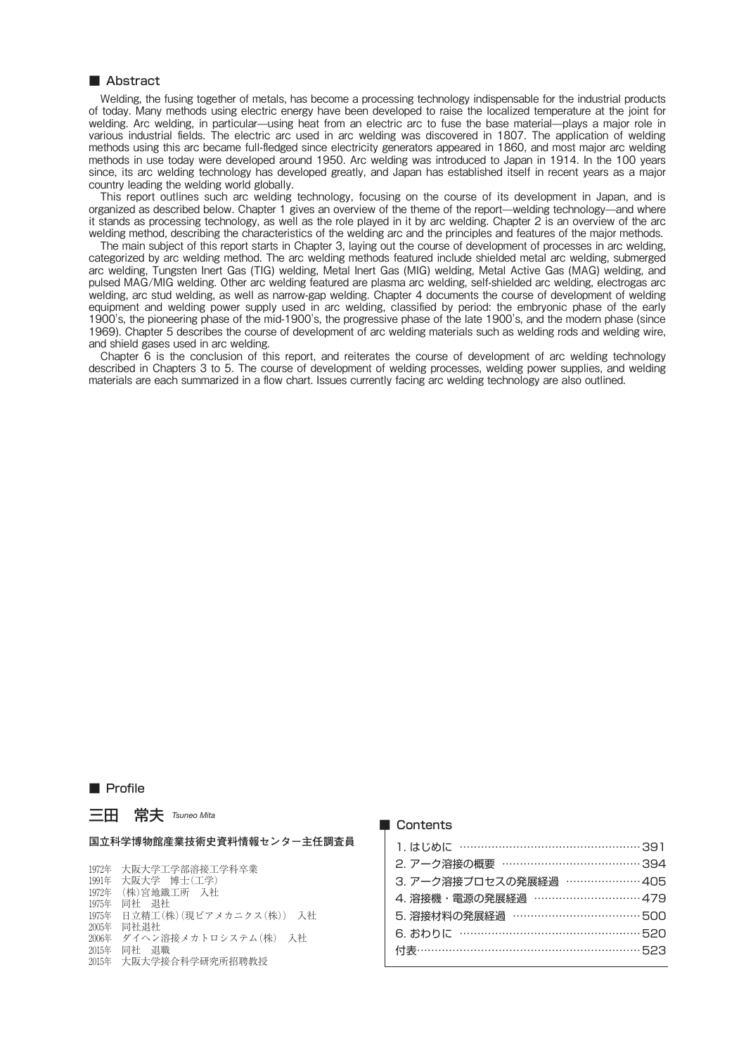## ■ Abstract

Welding, the fusing together of metals, has become a processing technology indispensable for the industrial products of today. Many methods using electric energy have been developed to raise the localized temperature at the joint for welding. Arc welding, in particular—using heat from an electric arc to fuse the base material—plays a major role in various industrial fields. The electric arc used in arc welding was discovered in 1807. The application of welding methods using this arc became full-fledged since electricity generators appeared in 1860, and most major arc welding methods in use today were developed around 1950. Arc welding was introduced to Japan in 1914. In the 100 years since, its arc welding technology has developed greatly, and Japan has established itself in recent years as a major country leading the welding world globally.

This report outlines such arc welding technology, focusing on the course of its development in Japan, and is organized as described below. Chapter 1 gives an overview of the theme of the report—welding technology—and where it stands as processing technology, as well as the role played in it by arc welding. Chapter 2 is an overview of the arc welding method, describing the characteristics of the welding arc and the principles and features of the major methods.

The main subject of this report starts in Chapter 3, laying out the course of development of processes in arc welding, categorized by arc welding method. The arc welding methods featured include shielded metal arc welding, submerged arc welding, Tungsten Inert Gas (TIG) welding, Metal Inert Gas (MIG) welding, Metal Active Gas (MAG) welding, and pulsed MAG/MIG welding. Other arc welding featured are plasma arc welding, self-shielded arc welding, electrogas arc welding, arc stud welding, as well as narrow-gap welding. Chapter 4 documents the course of development of welding equipment and welding power supply used in arc welding, classified by period: the embryonic phase of the early 1900's, the pioneering phase of the mid-1900's, the progressive phase of the late 1900's, and the modern phase (since 1969). Chapter 5 describes the course of development of arc welding materials such as welding rods and welding wire, and shield gases used in arc welding.

Chapter 6 is the conclusion of this report, and reiterates the course of development of arc welding technology described in Chapters 3 to 5. The course of development of welding processes, welding power supplies, and welding materials are each summarized in a flow chart. Issues currently facing arc welding technology are also outlined.

## ■ Profile

### 三田　常夫 *Tsuneo Mita*

**国立科学博物館産業技術史資料情報センター主任調査員**

1972年　大阪大学工学部溶接工学科卒業
1991年　大阪大学　博士（工学）
1972年　（株）宮地鐵工所　入社
1975年　同社　退社
1975年　日立精工（株）（現ビアメカニクス（株））　入社
2005年　同社退社
2006年　ダイヘン溶接メカトロシステム（株）　入社
2015年　同社　退職
2015年　大阪大学接合科学研究所招聘教授

## ■ Contents

| | |
|---|---|
| 1. はじめに | 391 |
| 2. アーク溶接の概要 | 394 |
| 3. アーク溶接プロセスの発展経過 | 405 |
| 4. 溶接機・電源の発展経過 | 479 |
| 5. 溶接材料の発展経過 | 500 |
| 6. おわりに | 520 |
| 付表 | 523 |